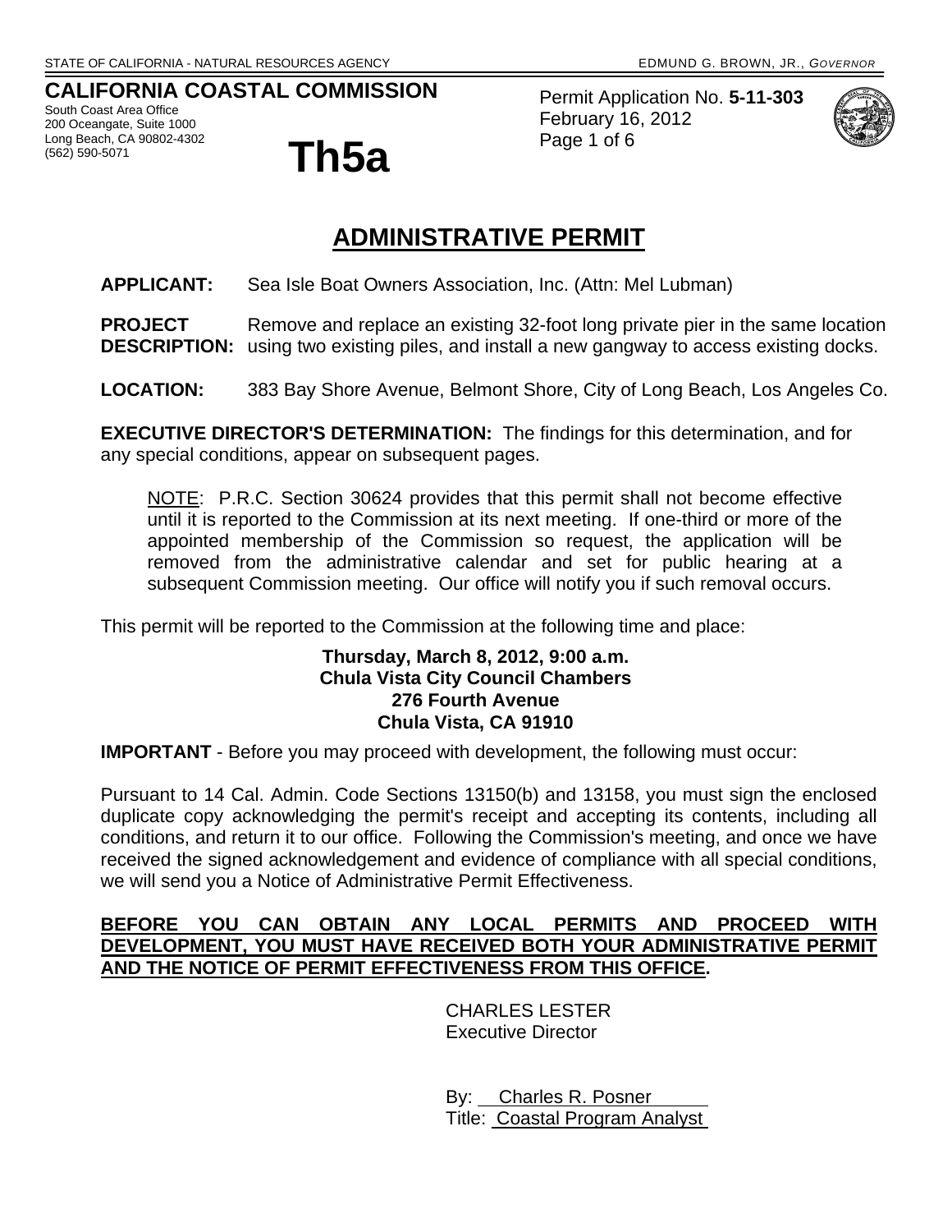STATE OF CALIFORNIA - NATURAL RESOURCES AGENCY EDMUND G. BROWN, JR., *GOVERNOR*

**CALIFORNIA COASTAL COMMISSION**
South Coast Area Office
200 Oceangate, Suite 1000
Long Beach, CA 90802-4302
(562) 590-5071

# Th5a

Permit Application No. **5-11-303**
February 16, 2012

## ADMINISTRATIVE PERMIT

**APPLICANT:** Sea Isle Boat Owners Association, Inc. (Attn: Mel Lubman)

**PROJECT DESCRIPTION:** Remove and replace an existing 32-foot long private pier in the same location using two existing piles, and install a new gangway to access existing docks.

**LOCATION:** 383 Bay Shore Avenue, Belmont Shore, City of Long Beach, Los Angeles Co.

**EXECUTIVE DIRECTOR'S DETERMINATION:** The findings for this determination, and for any special conditions, appear on subsequent pages.

> NOTE: P.R.C. Section 30624 provides that this permit shall not become effective until it is reported to the Commission at its next meeting. If one-third or more of the appointed membership of the Commission so request, the application will be removed from the administrative calendar and set for public hearing at a subsequent Commission meeting. Our office will notify you if such removal occurs.

This permit will be reported to the Commission at the following time and place:

**Thursday, March 8, 2012, 9:00 a.m.**
**Chula Vista City Council Chambers**
**276 Fourth Avenue**
**Chula Vista, CA 91910**

**IMPORTANT** - Before you may proceed with development, the following must occur:

Pursuant to 14 Cal. Admin. Code Sections 13150(b) and 13158, you must sign the enclosed duplicate copy acknowledging the permit's receipt and accepting its contents, including all conditions, and return it to our office. Following the Commission's meeting, and once we have received the signed acknowledgement and evidence of compliance with all special conditions, we will send you a Notice of Administrative Permit Effectiveness.

**BEFORE YOU CAN OBTAIN ANY LOCAL PERMITS AND PROCEED WITH DEVELOPMENT, YOU MUST HAVE RECEIVED BOTH YOUR ADMINISTRATIVE PERMIT AND THE NOTICE OF PERMIT EFFECTIVENESS FROM THIS OFFICE.**

CHARLES LESTER
Executive Director

By: Charles R. Posner
Title: Coastal Program Analyst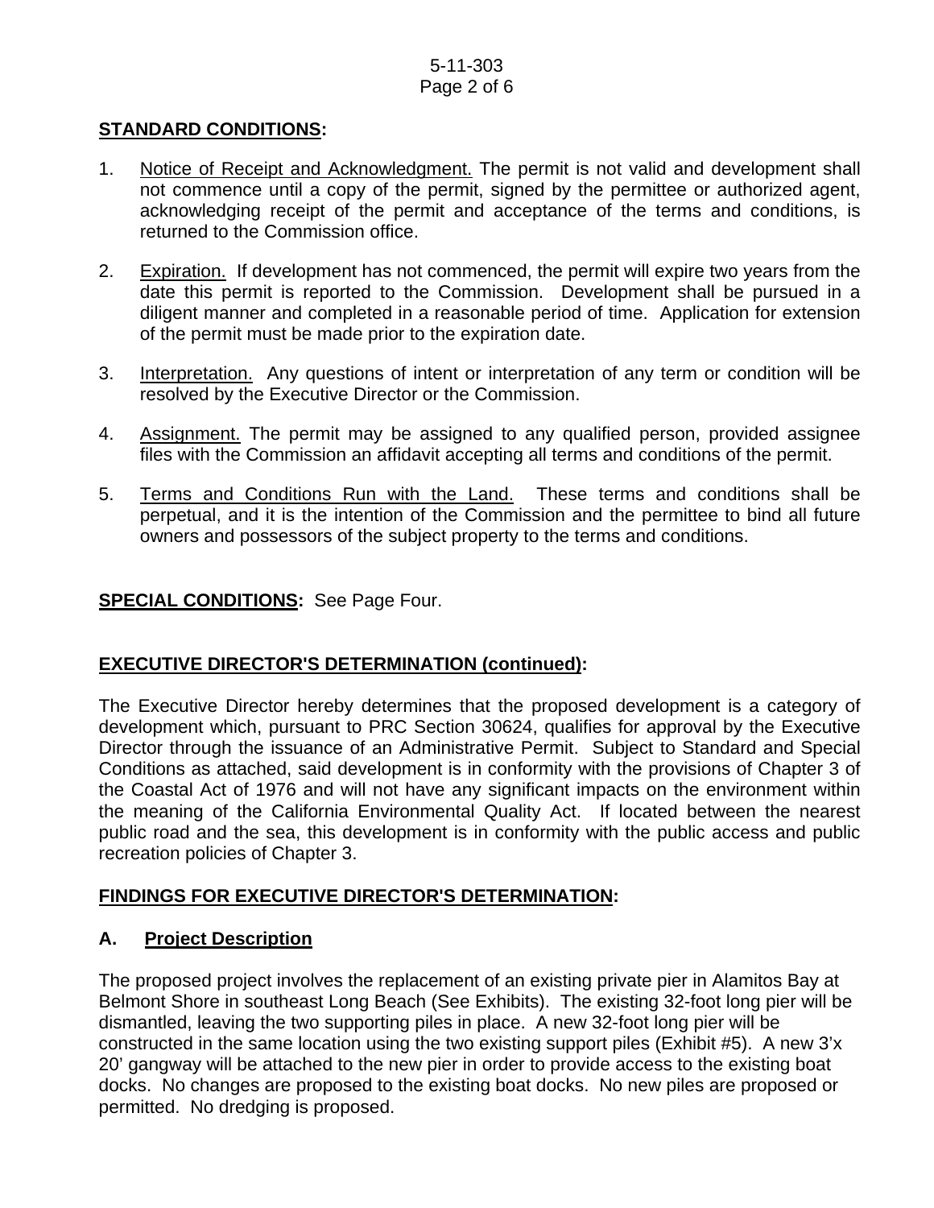## STANDARD CONDITIONS:

1. Notice of Receipt and Acknowledgment. The permit is not valid and development shall not commence until a copy of the permit, signed by the permittee or authorized agent, acknowledging receipt of the permit and acceptance of the terms and conditions, is returned to the Commission office.

2. Expiration. If development has not commenced, the permit will expire two years from the date this permit is reported to the Commission. Development shall be pursued in a diligent manner and completed in a reasonable period of time. Application for extension of the permit must be made prior to the expiration date.

3. Interpretation. Any questions of intent or interpretation of any term or condition will be resolved by the Executive Director or the Commission.

4. Assignment. The permit may be assigned to any qualified person, provided assignee files with the Commission an affidavit accepting all terms and conditions of the permit.

5. Terms and Conditions Run with the Land. These terms and conditions shall be perpetual, and it is the intention of the Commission and the permittee to bind all future owners and possessors of the subject property to the terms and conditions.

**SPECIAL CONDITIONS:** See Page Four.

## EXECUTIVE DIRECTOR'S DETERMINATION (continued):

The Executive Director hereby determines that the proposed development is a category of development which, pursuant to PRC Section 30624, qualifies for approval by the Executive Director through the issuance of an Administrative Permit. Subject to Standard and Special Conditions as attached, said development is in conformity with the provisions of Chapter 3 of the Coastal Act of 1976 and will not have any significant impacts on the environment within the meaning of the California Environmental Quality Act. If located between the nearest public road and the sea, this development is in conformity with the public access and public recreation policies of Chapter 3.

## FINDINGS FOR EXECUTIVE DIRECTOR'S DETERMINATION:

### A. Project Description

The proposed project involves the replacement of an existing private pier in Alamitos Bay at Belmont Shore in southeast Long Beach (See Exhibits). The existing 32-foot long pier will be dismantled, leaving the two supporting piles in place. A new 32-foot long pier will be constructed in the same location using the two existing support piles (Exhibit #5). A new 3'x 20' gangway will be attached to the new pier in order to provide access to the existing boat docks. No changes are proposed to the existing boat docks. No new piles are proposed or permitted. No dredging is proposed.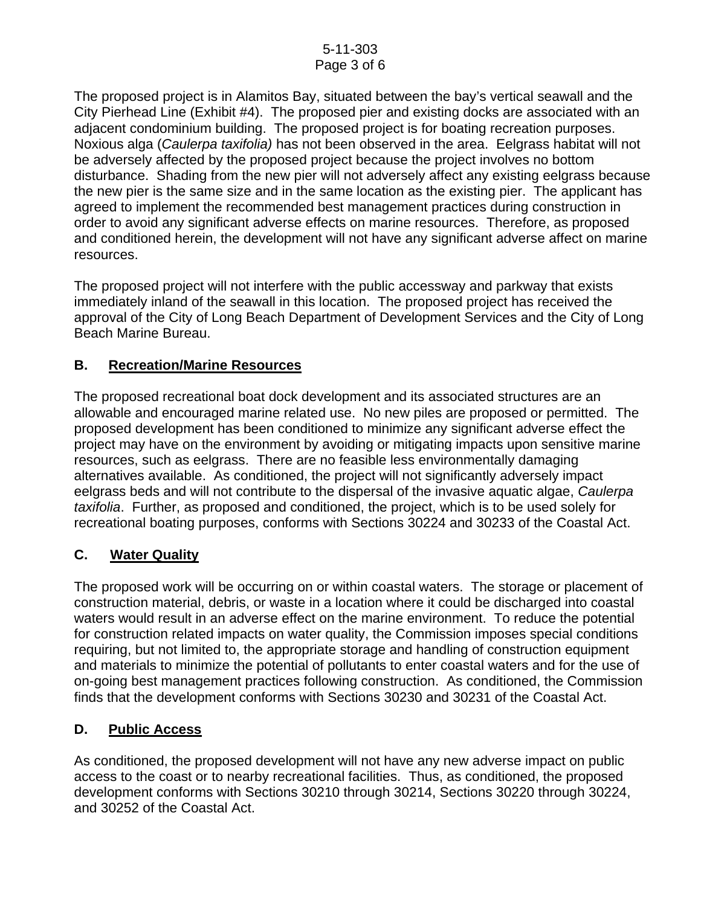The proposed project is in Alamitos Bay, situated between the bay's vertical seawall and the City Pierhead Line (Exhibit #4). The proposed pier and existing docks are associated with an adjacent condominium building. The proposed project is for boating recreation purposes. Noxious alga (*Caulerpa taxifolia)* has not been observed in the area. Eelgrass habitat will not be adversely affected by the proposed project because the project involves no bottom disturbance. Shading from the new pier will not adversely affect any existing eelgrass because the new pier is the same size and in the same location as the existing pier. The applicant has agreed to implement the recommended best management practices during construction in order to avoid any significant adverse effects on marine resources. Therefore, as proposed and conditioned herein, the development will not have any significant adverse affect on marine resources.

The proposed project will not interfere with the public accessway and parkway that exists immediately inland of the seawall in this location. The proposed project has received the approval of the City of Long Beach Department of Development Services and the City of Long Beach Marine Bureau.

## B. Recreation/Marine Resources

The proposed recreational boat dock development and its associated structures are an allowable and encouraged marine related use. No new piles are proposed or permitted. The proposed development has been conditioned to minimize any significant adverse effect the project may have on the environment by avoiding or mitigating impacts upon sensitive marine resources, such as eelgrass. There are no feasible less environmentally damaging alternatives available. As conditioned, the project will not significantly adversely impact eelgrass beds and will not contribute to the dispersal of the invasive aquatic algae, *Caulerpa taxifolia*. Further, as proposed and conditioned, the project, which is to be used solely for recreational boating purposes, conforms with Sections 30224 and 30233 of the Coastal Act.

## C. Water Quality

The proposed work will be occurring on or within coastal waters. The storage or placement of construction material, debris, or waste in a location where it could be discharged into coastal waters would result in an adverse effect on the marine environment. To reduce the potential for construction related impacts on water quality, the Commission imposes special conditions requiring, but not limited to, the appropriate storage and handling of construction equipment and materials to minimize the potential of pollutants to enter coastal waters and for the use of on-going best management practices following construction. As conditioned, the Commission finds that the development conforms with Sections 30230 and 30231 of the Coastal Act.

## D. Public Access

As conditioned, the proposed development will not have any new adverse impact on public access to the coast or to nearby recreational facilities. Thus, as conditioned, the proposed development conforms with Sections 30210 through 30214, Sections 30220 through 30224, and 30252 of the Coastal Act.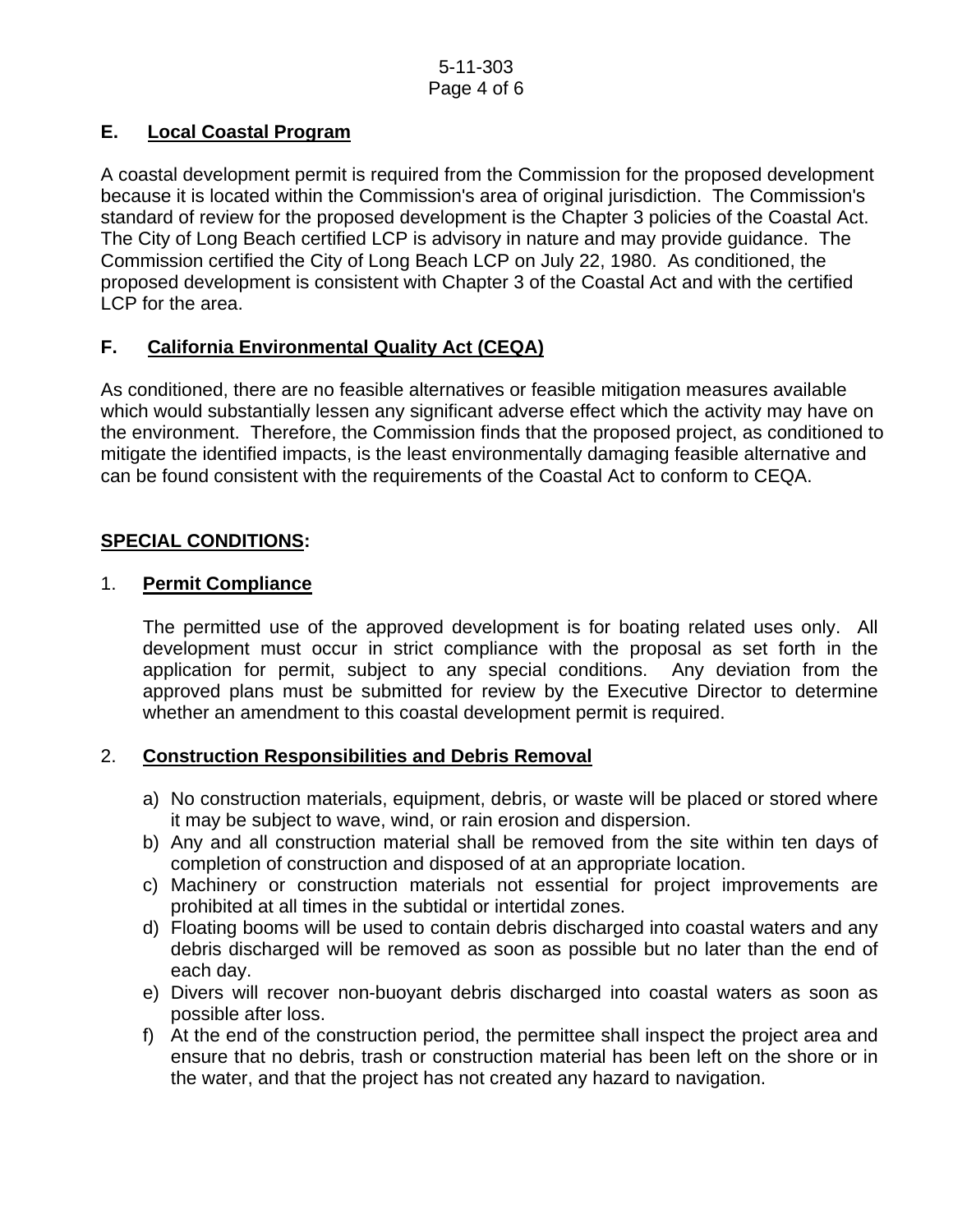### E. Local Coastal Program

A coastal development permit is required from the Commission for the proposed development because it is located within the Commission's area of original jurisdiction. The Commission's standard of review for the proposed development is the Chapter 3 policies of the Coastal Act. The City of Long Beach certified LCP is advisory in nature and may provide guidance. The Commission certified the City of Long Beach LCP on July 22, 1980. As conditioned, the proposed development is consistent with Chapter 3 of the Coastal Act and with the certified LCP for the area.

### F. California Environmental Quality Act (CEQA)

As conditioned, there are no feasible alternatives or feasible mitigation measures available which would substantially lessen any significant adverse effect which the activity may have on the environment. Therefore, the Commission finds that the proposed project, as conditioned to mitigate the identified impacts, is the least environmentally damaging feasible alternative and can be found consistent with the requirements of the Coastal Act to conform to CEQA.

## SPECIAL CONDITIONS:

1. **Permit Compliance**

   The permitted use of the approved development is for boating related uses only. All development must occur in strict compliance with the proposal as set forth in the application for permit, subject to any special conditions. Any deviation from the approved plans must be submitted for review by the Executive Director to determine whether an amendment to this coastal development permit is required.

2. **Construction Responsibilities and Debris Removal**

   a) No construction materials, equipment, debris, or waste will be placed or stored where it may be subject to wave, wind, or rain erosion and dispersion.
   b) Any and all construction material shall be removed from the site within ten days of completion of construction and disposed of at an appropriate location.
   c) Machinery or construction materials not essential for project improvements are prohibited at all times in the subtidal or intertidal zones.
   d) Floating booms will be used to contain debris discharged into coastal waters and any debris discharged will be removed as soon as possible but no later than the end of each day.
   e) Divers will recover non-buoyant debris discharged into coastal waters as soon as possible after loss.
   f) At the end of the construction period, the permittee shall inspect the project area and ensure that no debris, trash or construction material has been left on the shore or in the water, and that the project has not created any hazard to navigation.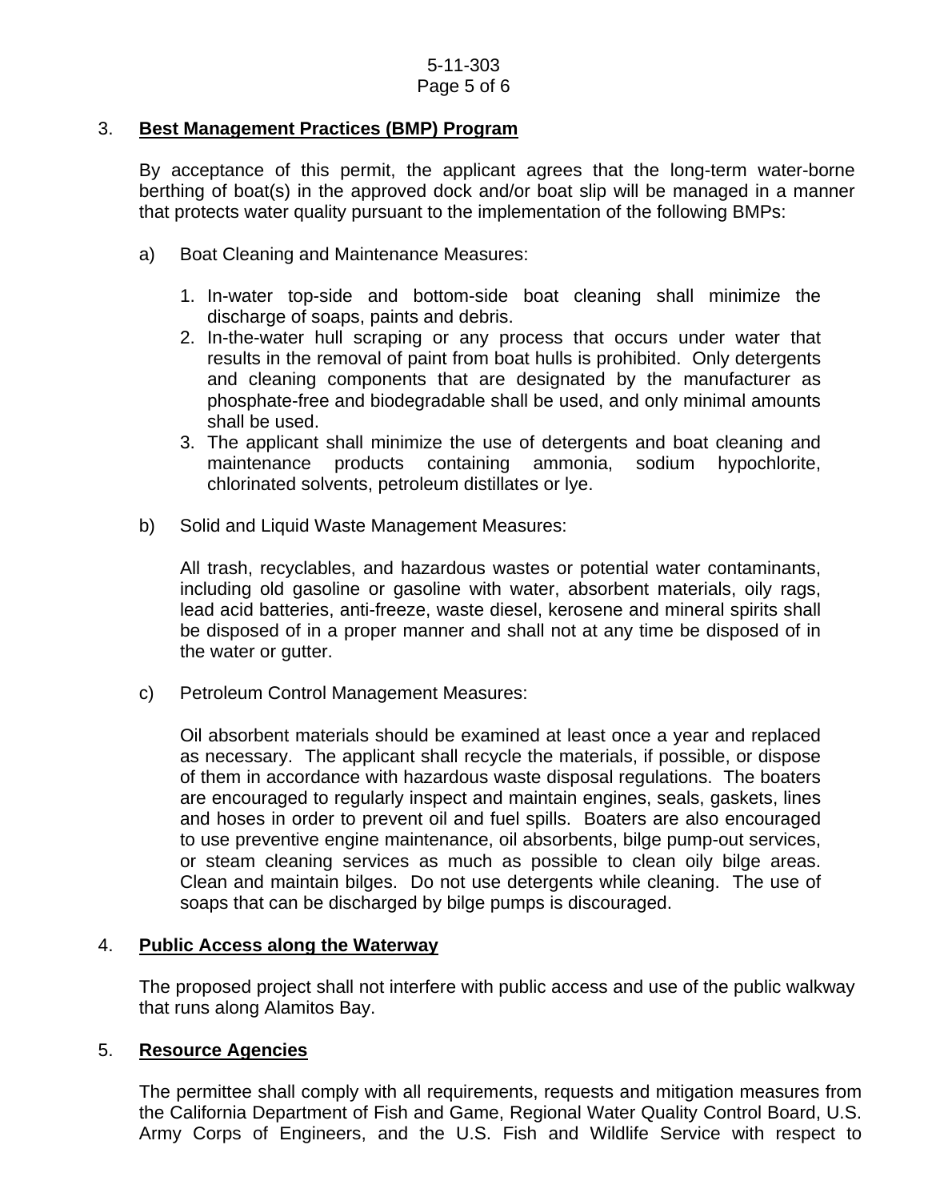3. **Best Management Practices (BMP) Program**

   By acceptance of this permit, the applicant agrees that the long-term water-borne berthing of boat(s) in the approved dock and/or boat slip will be managed in a manner that protects water quality pursuant to the implementation of the following BMPs:

   a) Boat Cleaning and Maintenance Measures:

      1. In-water top-side and bottom-side boat cleaning shall minimize the discharge of soaps, paints and debris.
      2. In-the-water hull scraping or any process that occurs under water that results in the removal of paint from boat hulls is prohibited. Only detergents and cleaning components that are designated by the manufacturer as phosphate-free and biodegradable shall be used, and only minimal amounts shall be used.
      3. The applicant shall minimize the use of detergents and boat cleaning and maintenance products containing ammonia, sodium hypochlorite, chlorinated solvents, petroleum distillates or lye.

   b) Solid and Liquid Waste Management Measures:

      All trash, recyclables, and hazardous wastes or potential water contaminants, including old gasoline or gasoline with water, absorbent materials, oily rags, lead acid batteries, anti-freeze, waste diesel, kerosene and mineral spirits shall be disposed of in a proper manner and shall not at any time be disposed of in the water or gutter.

   c) Petroleum Control Management Measures:

      Oil absorbent materials should be examined at least once a year and replaced as necessary. The applicant shall recycle the materials, if possible, or dispose of them in accordance with hazardous waste disposal regulations. The boaters are encouraged to regularly inspect and maintain engines, seals, gaskets, lines and hoses in order to prevent oil and fuel spills. Boaters are also encouraged to use preventive engine maintenance, oil absorbents, bilge pump-out services, or steam cleaning services as much as possible to clean oily bilge areas. Clean and maintain bilges. Do not use detergents while cleaning. The use of soaps that can be discharged by bilge pumps is discouraged.

4. **Public Access along the Waterway**

   The proposed project shall not interfere with public access and use of the public walkway that runs along Alamitos Bay.

5. **Resource Agencies**

   The permittee shall comply with all requirements, requests and mitigation measures from the California Department of Fish and Game, Regional Water Quality Control Board, U.S. Army Corps of Engineers, and the U.S. Fish and Wildlife Service with respect to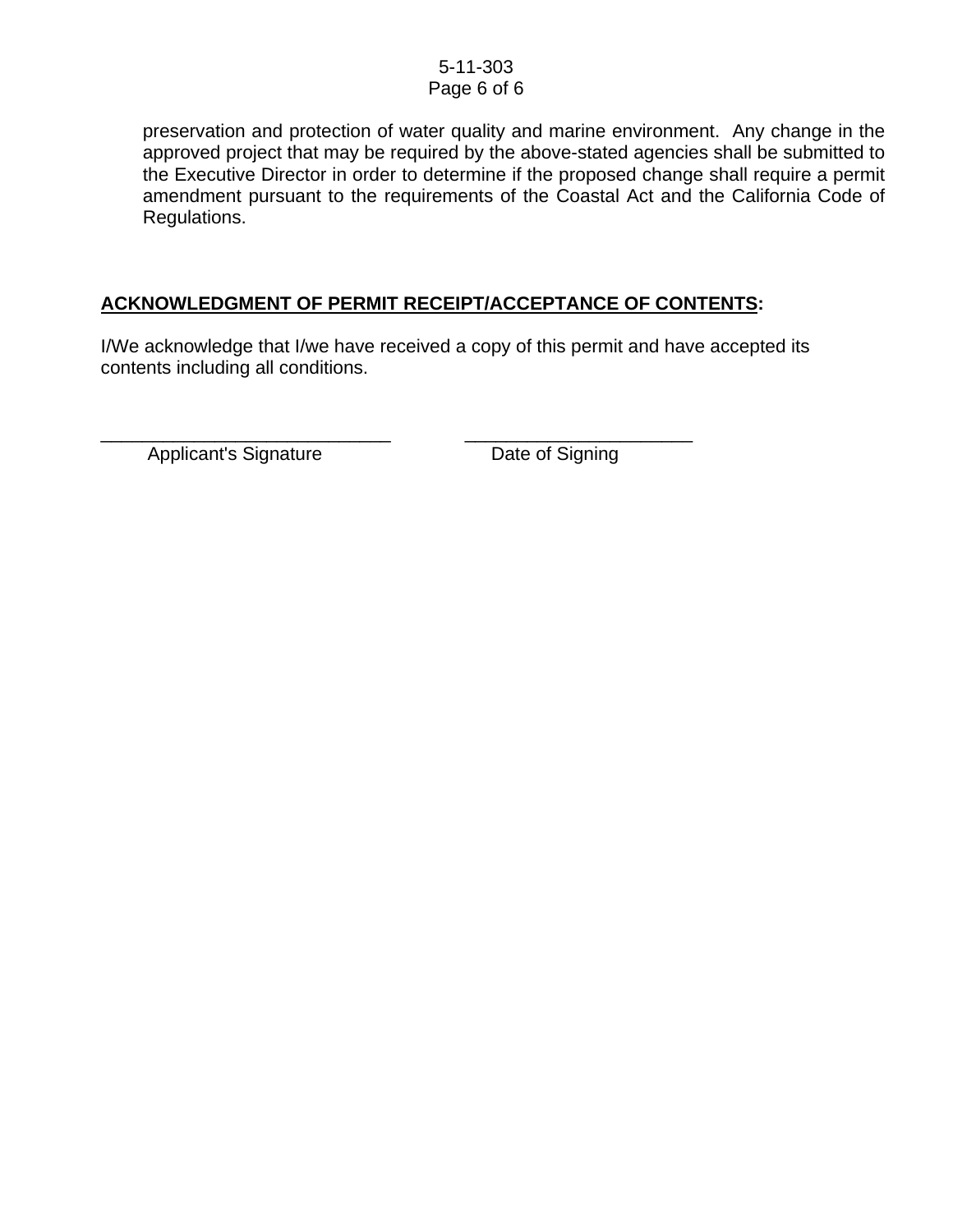preservation and protection of water quality and marine environment. Any change in the approved project that may be required by the above-stated agencies shall be submitted to the Executive Director in order to determine if the proposed change shall require a permit amendment pursuant to the requirements of the Coastal Act and the California Code of Regulations.

**ACKNOWLEDGMENT OF PERMIT RECEIPT/ACCEPTANCE OF CONTENTS:**

I/We acknowledge that I/we have received a copy of this permit and have accepted its contents including all conditions.

_____________________________ &nbsp;&nbsp;&nbsp;&nbsp;&nbsp;&nbsp;&nbsp;&nbsp; ______________________
Applicant's Signature &nbsp;&nbsp;&nbsp;&nbsp;&nbsp;&nbsp;&nbsp;&nbsp;&nbsp;&nbsp;&nbsp;&nbsp;&nbsp;&nbsp;&nbsp;&nbsp;&nbsp;&nbsp;&nbsp;&nbsp;&nbsp;&nbsp; Date of Signing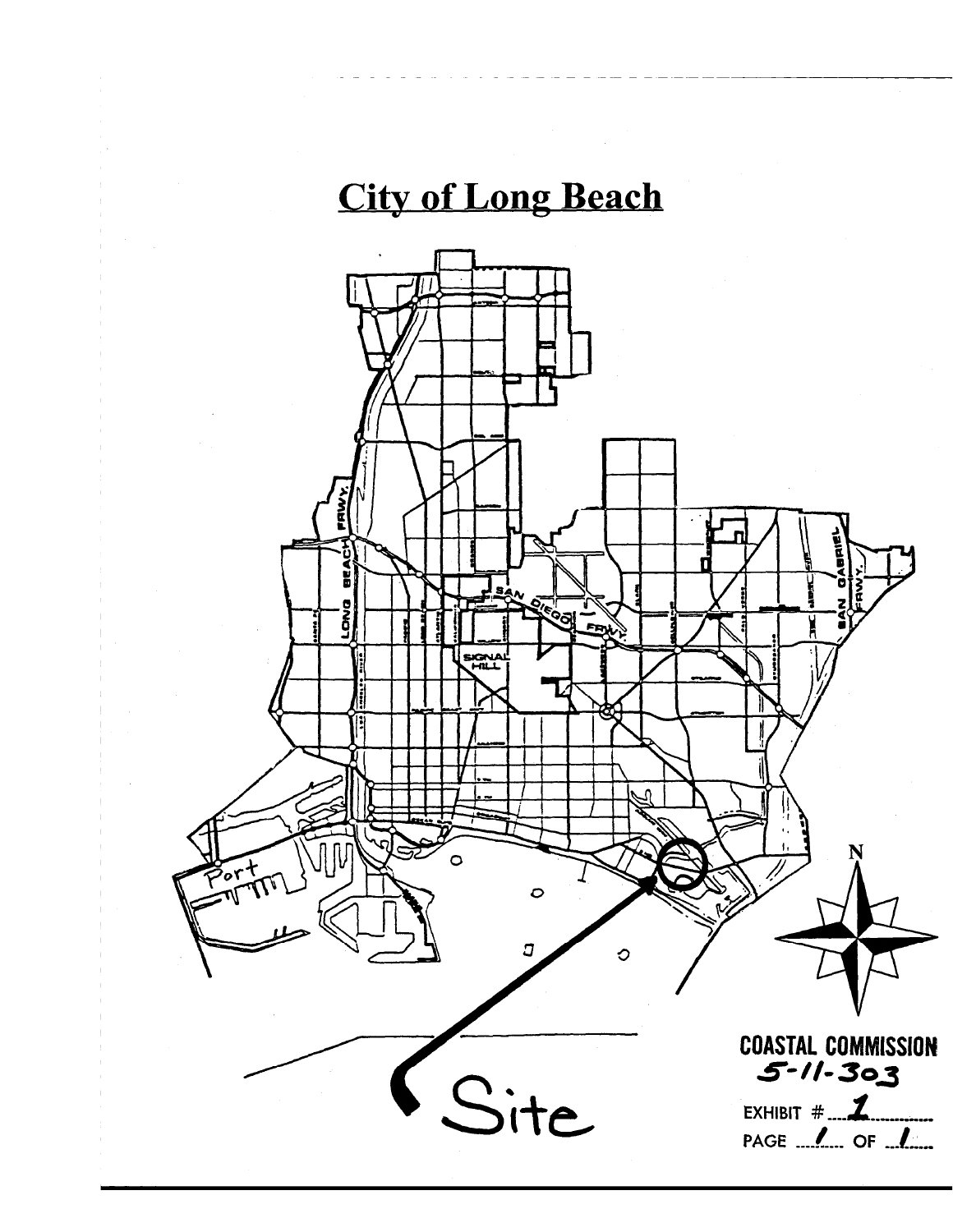# City of Long Beach

Site

COASTAL COMMISSION
5-11-303

EXHIBIT # 1

PAGE 1 OF 1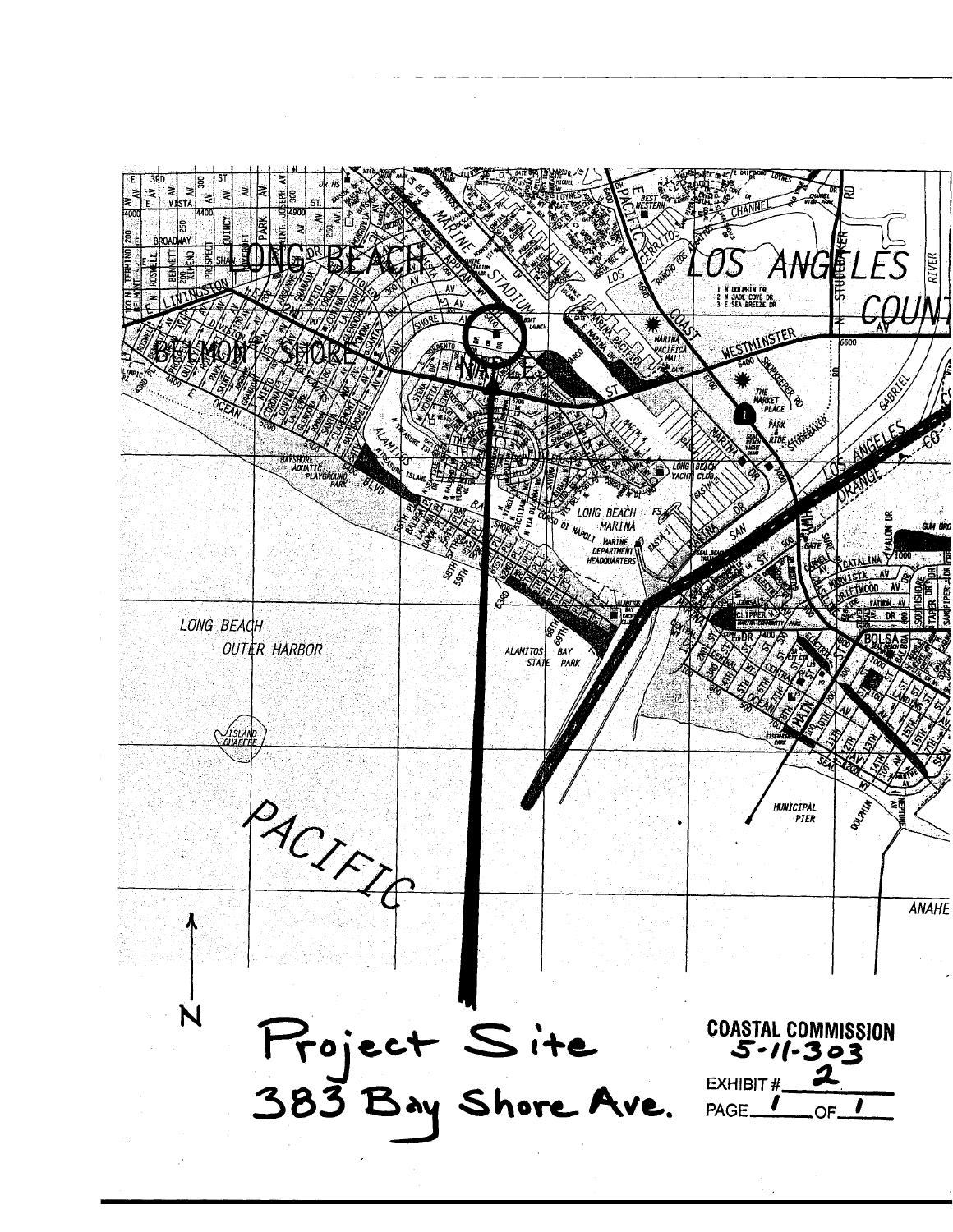Project Site
383 Bay Shore Ave.

COASTAL COMMISSION
5-11-303

EXHIBIT # 2

PAGE 1 OF 1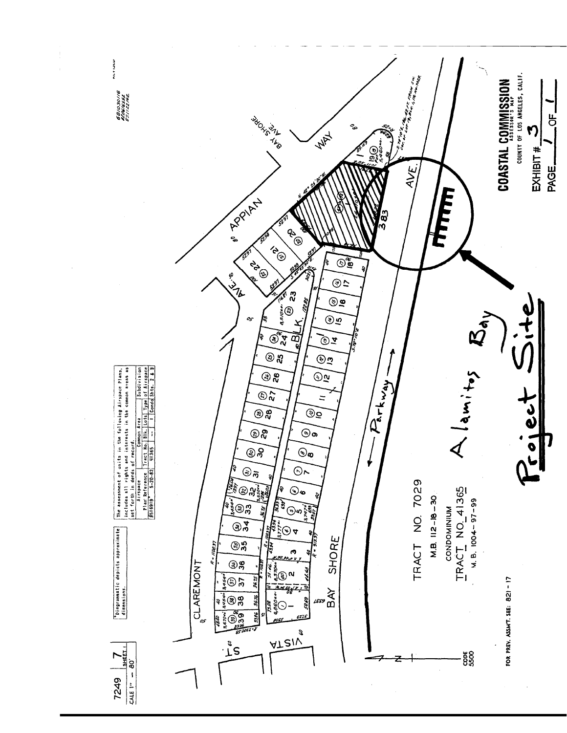7249 | 7
SHEET 1
SCALE 1" = 80'

*Diagrammatic depicts approximate dimensions.

The assessment of units in the following Airspace Plans, includes all rights and interests in the common areas as set forth in deeds of record.

| Airspace Plan | Reference | Tract No. | Blk. | Lots | Type of Airspace | Subdivision |
|---|---|---|---|---|---|---|
| 8516919 | 5-20-82 | 41365 | -- | 1 | Condo | Shts. 2 & 3 |

CLAREMONT

ST.

VISTA

BAY SHORE

APPIAN

WAY

AVE.

BAY SHORE AVE.

BLK.

Parkway

383

TRACT NO. 7029
M.B. 112-18-30

CONDOMINIUM
TRACT NO. 41365
M.B. 1004-97-99

Alamitos Bay

Project Site

CODE 5500

FOR PREV. ASSMT. SEE: 821-17

COASTAL COMMISSION

ASSESSOR'S MAP
COUNTY OF LOS ANGELES, CALIF.

EXHIBIT # 3

PAGE 1 OF 1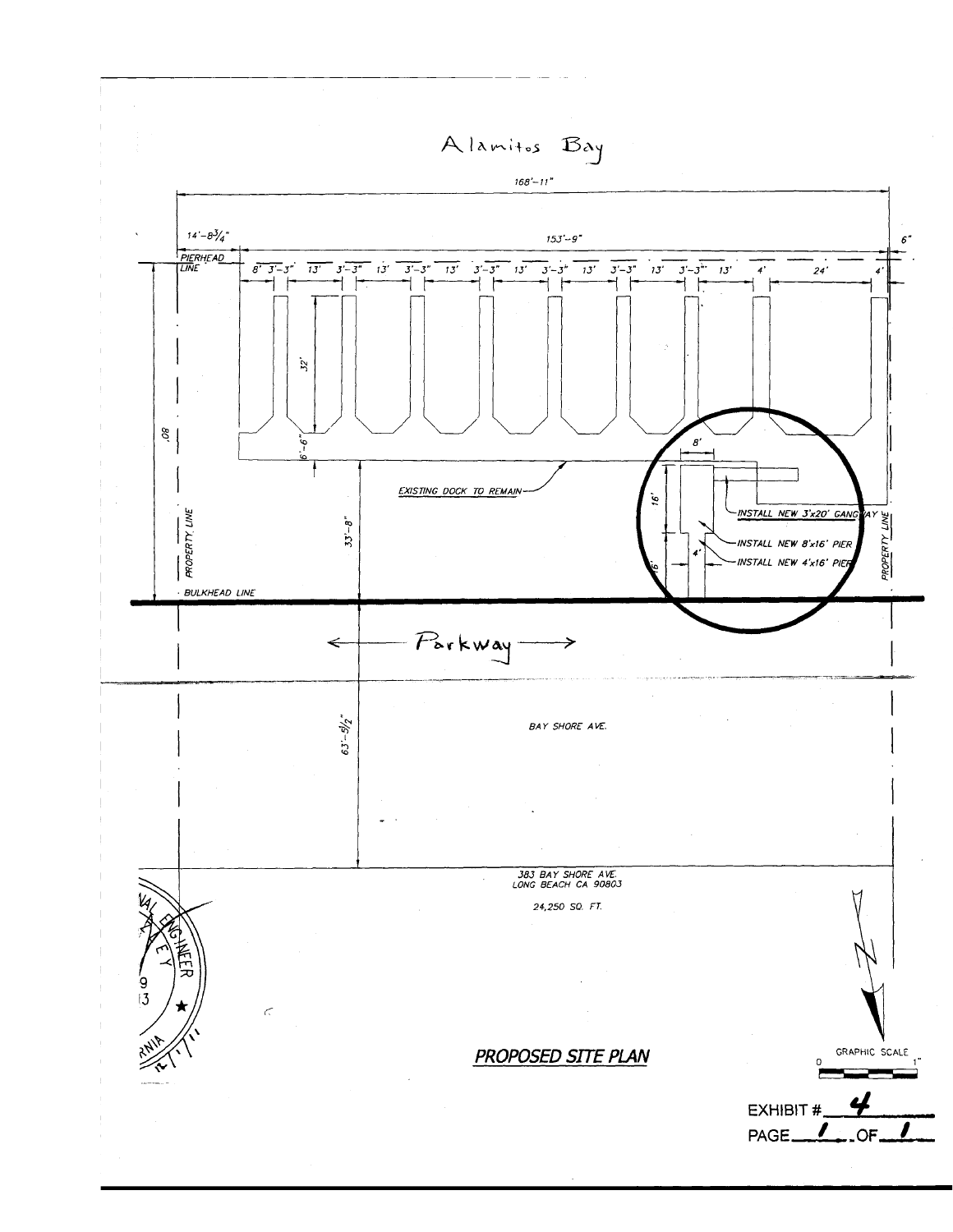Alamitos Bay

168'-11"

14'-8¾"

153'-9"

6"

PIERHEAD LINE

8' 3'-3" 13' 3'-3" 13' 3'-3" 13' 3'-3" 13' 3'-3" 13' 3'-3" 13' 3'-3" 13' 4' 24' 4'

32'

80'

6'-6"

8'

EXISTING DOCK TO REMAIN

16'

INSTALL NEW 3'x20' GANGWAY

33'-8"

INSTALL NEW 8'x16' PIER

4'

INSTALL NEW 4'x16' PIER

16'

PROPERTY LINE

PROPERTY LINE

BULKHEAD LINE

Parkway

63'-5½"

BAY SHORE AVE.

383 BAY SHORE AVE.
LONG BEACH CA 90803

24,250 SQ. FT.

PROPOSED SITE PLAN

GRAPHIC SCALE
0 1"

EXHIBIT # 4
PAGE 1 OF 1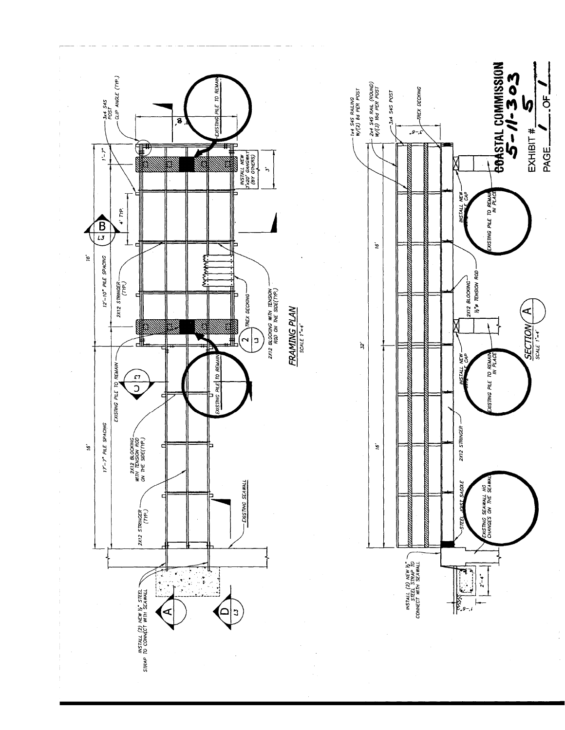## FRAMING PLAN

SCALE 1"=4'

16'

16'

17'-7" PILE SPACING

12'-10" PILE SPACING

1'-7"

4' TYP.

3'

8'

3x4 S4S POST

CLIP ANGLE (TYP.)

EXISTING PILE TO REMAIN

INSTALL NEW 3'x20' GANGWAY (BY OTHERS)

2X12 STRINGER (TYP.)

TREX DECKING

2X12 BLOCKING WITH TENSION ROD ON THE SIDE(TYP.)

EXISTING PILE TO REMAIN

2X12 BLOCKING WITH TENSION ROD ON THE SIDE(TYP.)

2X12 STRINGER (TYP.)

EXISTING SEAWALL

INSTALL (2) NEW ½" STEEL STRAP TO CONNECT WITH SEAWALL

B / L3

C / L3

2 / L3

A

D / L3

## SECTION A

SCALE 1"=4'

32'

16'

16'

1x4 S4S RAILING W/(2) 8d PER POST

2x4 S4S RAIL (ROUND) W/(3) 16d PER POST

3x4 S4S POST

TREX DECKING

3'-6"

INSTALL NEW 2X12 PILE CAP

EXISTING PILE TO REMAIN IN PLACE

2X12 BLOCKING

½"ø TENSION ROD

INSTALL NEW 2X12 PILE CAP

EXISTING PILE TO REMAIN IN PLACE

2X12 STRINGER

STEEL JOIST SADDLE

EXISTING SEAWALL NO CHANGES ON THE SEAWALL

INSTALL (2) NEW ½" STEEL STRAP TO CONNECT WITH SEAWALL

2'-4"

1'-6"

**COASTAL COMMISSION**
**5-11-303**

EXHIBIT # 5

PAGE 1 OF 1